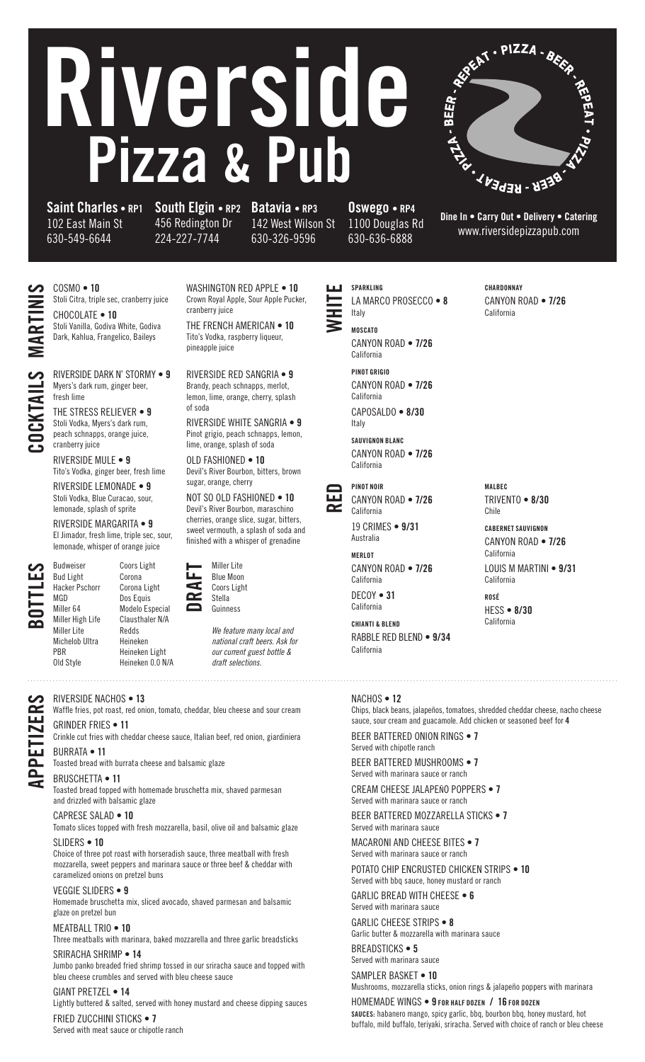# Riverside Pizza & Pub

PIZZA • BEER • REPEAT • PIZZA • BEER • REPEAT • PIZZA • BEER • REPEAT

**Saint Charles • RP1**
102 East Main St
630-549-6644

**South Elgin • RP2**
456 Redington Dr
224-227-7744

**Batavia • RP3**
142 West Wilson St
630-326-9596

**Oswego • RP4**
1100 Douglas Rd
630-636-6888

**Dine In • Carry Out • Delivery • Catering**
www.riversidepizzapub.com

## MARTINIS

COSMO • **10**
Stoli Citra, triple sec, cranberry juice

CHOCOLATE • **10**
Stoli Vanilla, Godiva White, Godiva Dark, Kahlua, Frangelico, Baileys

WASHINGTON RED APPLE • **10**
Crown Royal Apple, Sour Apple Pucker, cranberry juice

THE FRENCH AMERICAN • **10**
Tito's Vodka, raspberry liqueur, pineapple juice

## COCKTAILS

RIVERSIDE DARK N' STORMY • **9**
Myers's dark rum, ginger beer, fresh lime

THE STRESS RELIEVER • **9**
Stoli Vodka, Myers's dark rum, peach schnapps, orange juice, cranberry juice

RIVERSIDE MULE • **9**
Tito's Vodka, ginger beer, fresh lime

RIVERSIDE LEMONADE • **9**
Stoli Vodka, Blue Curacao, sour, lemonade, splash of sprite

RIVERSIDE MARGARITA • **9**
El Jimador, fresh lime, triple sec, sour, lemonade, whisper of orange juice

RIVERSIDE RED SANGRIA • **9**
Brandy, peach schnapps, merlot, lemon, lime, orange, cherry, splash of soda

RIVERSIDE WHITE SANGRIA • **9**
Pinot grigio, peach schnapps, lemon, lime, orange, splash of soda

OLD FASHIONED • **10**
Devil's River Bourbon, bitters, brown sugar, orange, cherry

NOT SO OLD FASHIONED • **10**
Devil's River Bourbon, maraschino cherries, orange slice, sugar, bitters, sweet vermouth, a splash of soda and finished with a whisper of grenadine

## BOTTLES

- Budweiser
- Bud Light
- Hacker Pschorr
- MGD
- Miller 64
- Miller High Life
- Miller Lite
- Michelob Ultra
- PBR
- Old Style
- Coors Light
- Corona
- Corona Light
- Dos Equis
- Modelo Especial
- Clausthaler N/A
- Redds
- Heineken
- Heineken Light
- Heineken 0.0 N/A

## DRAFT

- Miller Lite
- Blue Moon
- Coors Light
- Stella
- Guinness

*We feature many local and national craft beers. Ask for our current guest bottle & draft selections.*

## WHITE

**SPARKLING**
LA MARCO PROSECCO • **8**
Italy

**MOSCATO**
CANYON ROAD • **7/26**
California

**PINOT GRIGIO**
CANYON ROAD • **7/26**
California

CAPOSALDO • **8/30**
Italy

**SAUVIGNON BLANC**
CANYON ROAD • **7/26**
California

**CHARDONNAY**
CANYON ROAD • **7/26**
California

## RED

**PINOT NOIR**
CANYON ROAD • **7/26**
California

19 CRIMES • **9/31**
Australia

**MERLOT**
CANYON ROAD • **7/26**
California

DECOY • **31**
California

**CHIANTI & BLEND**
RABBLE RED BLEND • **9/34**
California

**MALBEC**
TRIVENTO • **8/30**
Chile

**CABERNET SAUVIGNON**
CANYON ROAD • **7/26**
California

LOUIS M MARTINI • **9/31**
California

**ROSÉ**
HESS • **8/30**
California

## APPETIZERS

RIVERSIDE NACHOS • **13**
Waffle fries, pot roast, red onion, tomato, cheddar, bleu cheese and sour cream

GRINDER FRIES • **11**
Crinkle cut fries with cheddar cheese sauce, Italian beef, red onion, giardiniera

BURRATA • **11**
Toasted bread with burrata cheese and balsamic glaze

BRUSCHETTA • **11**
Toasted bread topped with homemade bruschetta mix, shaved parmesan and drizzled with balsamic glaze

CAPRESE SALAD • **10**
Tomato slices topped with fresh mozzarella, basil, olive oil and balsamic glaze

SLIDERS • **10**
Choice of three pot roast with horseradish sauce, three meatball with fresh mozzarella, sweet peppers and marinara sauce or three beef & cheddar with caramelized onions on pretzel buns

VEGGIE SLIDERS • **9**
Homemade bruschetta mix, sliced avocado, shaved parmesan and balsamic glaze on pretzel bun

MEATBALL TRIO • **10**
Three meatballs with marinara, baked mozzarella and three garlic breadsticks

SRIRACHA SHRIMP • **14**
Jumbo panko breaded fried shrimp tossed in our sriracha sauce and topped with bleu cheese crumbles and served with bleu cheese sauce

GIANT PRETZEL • **14**
Lightly buttered & salted, served with honey mustard and cheese dipping sauces

FRIED ZUCCHINI STICKS • **7**
Served with meat sauce or chipotle ranch

NACHOS • **12**
Chips, black beans, jalapeños, tomatoes, shredded cheddar cheese, nacho cheese sauce, sour cream and guacamole. Add chicken or seasoned beef for **4**

BEER BATTERED ONION RINGS • **7**
Served with chipotle ranch

BEER BATTERED MUSHROOMS • **7**
Served with marinara sauce or ranch

CREAM CHEESE JALAPEÑO POPPERS • **7**
Served with marinara sauce or ranch

BEER BATTERED MOZZARELLA STICKS • **7**
Served with marinara sauce

MACARONI AND CHEESE BITES • **7**
Served with marinara sauce or ranch

POTATO CHIP ENCRUSTED CHICKEN STRIPS • **10**
Served with bbq sauce, honey mustard or ranch

GARLIC BREAD WITH CHEESE • **6**
Served with marinara sauce

GARLIC CHEESE STRIPS • **8**
Garlic butter & mozzarella with marinara sauce

BREADSTICKS • **5**
Served with marinara sauce

SAMPLER BASKET • **10**
Mushrooms, mozzarella sticks, onion rings & jalapeño poppers with marinara

HOMEMADE WINGS • **9 FOR HALF DOZEN / 16 FOR DOZEN**
**SAUCES:** habanero mango, spicy garlic, bbq, bourbon bbq, honey mustard, hot buffalo, mild buffalo, teriyaki, sriracha. Served with choice of ranch or bleu cheese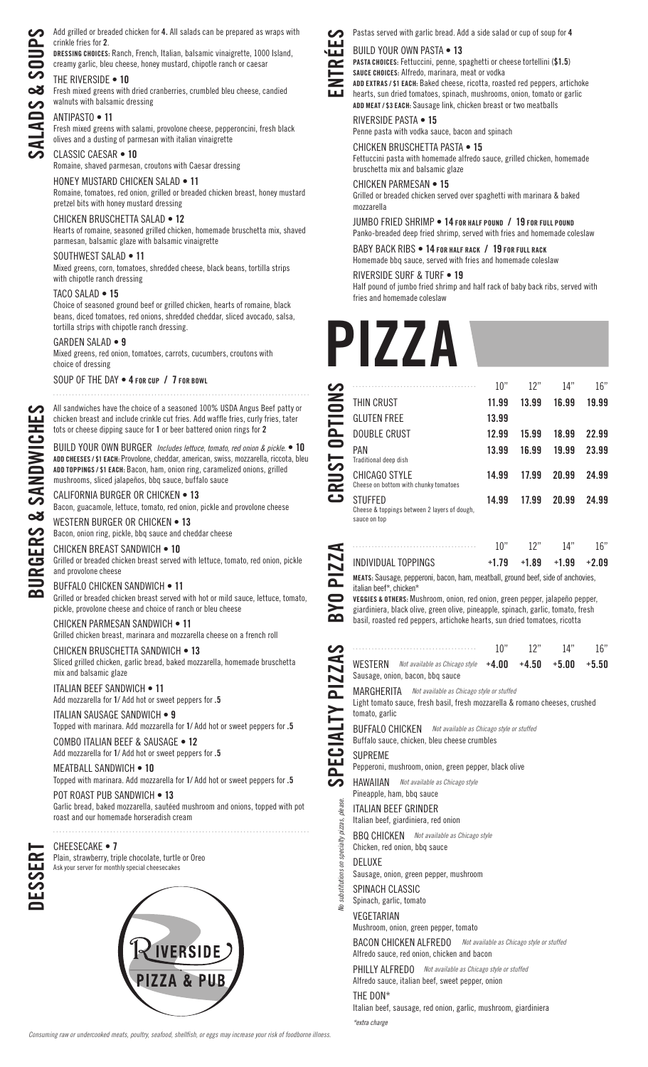# SALADS & SOUPS

Add grilled or breaded chicken for **4**. All salads can be prepared as wraps with crinkle fries for **2**.

**DRESSING CHOICES:** Ranch, French, Italian, balsamic vinaigrette, 1000 Island, creamy garlic, bleu cheese, honey mustard, chipotle ranch or caesar

### THE RIVERSIDE • 10
Fresh mixed greens with dried cranberries, crumbled bleu cheese, candied walnuts with balsamic dressing

### ANTIPASTO • 11
Fresh mixed greens with salami, provolone cheese, pepperoncini, fresh black olives and a dusting of parmesan with italian vinaigrette

### CLASSIC CAESAR • 10
Romaine, shaved parmesan, croutons with Caesar dressing

### HONEY MUSTARD CHICKEN SALAD • 11
Romaine, tomatoes, red onion, grilled or breaded chicken breast, honey mustard pretzel bits with honey mustard dressing

### CHICKEN BRUSCHETTA SALAD • 12
Hearts of romaine, seasoned grilled chicken, homemade bruschetta mix, shaved parmesan, balsamic glaze with balsamic vinaigrette

### SOUTHWEST SALAD • 11
Mixed greens, corn, tomatoes, shredded cheese, black beans, tortilla strips with chipotle ranch dressing

### TACO SALAD • 15
Choice of seasoned ground beef or grilled chicken, hearts of romaine, black beans, diced tomatoes, red onions, shredded cheddar, sliced avocado, salsa, tortilla strips with chipotle ranch dressing.

### GARDEN SALAD • 9
Mixed greens, red onion, tomatoes, carrots, cucumbers, croutons with choice of dressing

### SOUP OF THE DAY • 4 FOR CUP / 7 FOR BOWL

# BURGERS & SANDWICHES

All sandwiches have the choice of a seasoned 100% USDA Angus Beef patty or chicken breast and include crinkle cut fries. Add waffle fries, curly fries, tater tots or cheese dipping sauce for **1** or beer battered onion rings for **2**

### BUILD YOUR OWN BURGER *Includes lettuce, tomato, red onion & pickle.* • 10
**ADD CHEESES / $1 EACH:** Provolone, cheddar, american, swiss, mozzarella, riccota, bleu
**ADD TOPPINGS / $1 EACH:** Bacon, ham, onion ring, caramelized onions, grilled mushrooms, sliced jalapeños, bbq sauce, buffalo sauce

### CALIFORNIA BURGER OR CHICKEN • 13
Bacon, guacamole, lettuce, tomato, red onion, pickle and provolone cheese

### WESTERN BURGER OR CHICKEN • 13
Bacon, onion ring, pickle, bbq sauce and cheddar cheese

### CHICKEN BREAST SANDWICH • 10
Grilled or breaded chicken breast served with lettuce, tomato, red onion, pickle and provolone cheese

### BUFFALO CHICKEN SANDWICH • 11
Grilled or breaded chicken breast served with hot or mild sauce, lettuce, tomato, pickle, provolone cheese and choice of ranch or bleu cheese

### CHICKEN PARMESAN SANDWICH • 11
Grilled chicken breast, marinara and mozzarella cheese on a french roll

### CHICKEN BRUSCHETTA SANDWICH • 13
Sliced grilled chicken, garlic bread, baked mozzarella, homemade bruschetta mix and balsamic glaze

### ITALIAN BEEF SANDWICH • 11
Add mozzarella for **1**/ Add hot or sweet peppers for **.5**

### ITALIAN SAUSAGE SANDWICH • 9
Topped with marinara. Add mozzarella for **1**/ Add hot or sweet peppers for **.5**

### COMBO ITALIAN BEEF & SAUSAGE • 12
Add mozzarella for **1**/ Add hot or sweet peppers for **.5**

### MEATBALL SANDWICH • 10
Topped with marinara. Add mozzarella for **1**/ Add hot or sweet peppers for **.5**

### POT ROAST PUB SANDWICH • 13
Garlic bread, baked mozzarella, sautéed mushroom and onions, topped with pot roast and our homemade horseradish cream

# DESSERT

### CHEESECAKE • 7
Plain, strawberry, triple chocolate, turtle or Oreo
Ask your server for monthly special cheesecakes

RIVERSIDE PIZZA & PUB

# ENTRÉES

Pastas served with garlic bread. Add a side salad or cup of soup for **4**

### BUILD YOUR OWN PASTA • 13
**PASTA CHOICES:** Fettuccini, penne, spaghetti or cheese tortellini (**$1.5**)
**SAUCE CHOICES:** Alfredo, marinara, meat or vodka
**ADD EXTRAS / $1 EACH:** Baked cheese, ricotta, roasted red peppers, artichoke hearts, sun dried tomatoes, spinach, mushrooms, onion, tomato or garlic
**ADD MEAT / $3 EACH:** Sausage link, chicken breast or two meatballs

### RIVERSIDE PASTA • 15
Penne pasta with vodka sauce, bacon and spinach

### CHICKEN BRUSCHETTA PASTA • 15
Fettuccini pasta with homemade alfredo sauce, grilled chicken, homemade bruschetta mix and balsamic glaze

### CHICKEN PARMESAN • 15
Grilled or breaded chicken served over spaghetti with marinara & baked mozzarella

### JUMBO FRIED SHRIMP • 14 FOR HALF POUND / 19 FOR FULL POUND
Panko-breaded deep fried shrimp, served with fries and homemade coleslaw

### BABY BACK RIBS • 14 FOR HALF RACK / 19 FOR FULL RACK
Homemade bbq sauce, served with fries and homemade coleslaw

### RIVERSIDE SURF & TURF • 19
Half pound of jumbo fried shrimp and half rack of baby back ribs, served with fries and homemade coleslaw

# PIZZA

## CRUST OPTIONS

| | 10" | 12" | 14" | 16" |
|---|---|---|---|---|
| THIN CRUST | **11.99** | **13.99** | **16.99** | **19.99** |
| GLUTEN FREE | **13.99** | | | |
| DOUBLE CRUST | **12.99** | **15.99** | **18.99** | **22.99** |
| PAN<br>Traditional deep dish | **13.99** | **16.99** | **19.99** | **23.99** |
| CHICAGO STYLE<br>Cheese on bottom with chunky tomatoes | **14.99** | **17.99** | **20.99** | **24.99** |
| STUFFED<br>Cheese & toppings between 2 layers of dough, sauce on top | **14.99** | **17.99** | **20.99** | **24.99** |

## BYO PIZZA

| | 10" | 12" | 14" | 16" |
|---|---|---|---|---|
| INDIVIDUAL TOPPINGS | **+1.79** | **+1.89** | **+1.99** | **+2.09** |

**MEATS:** Sausage, pepperoni, bacon, ham, meatball, ground beef, side of anchovies, italian beef*, chicken*

**VEGGIES & OTHERS:** Mushroom, onion, red onion, green pepper, jalapeño pepper, giardiniera, black olive, green olive, pineapple, spinach, garlic, tomato, fresh basil, roasted red peppers, artichoke hearts, sun dried tomatoes, ricotta

## SPECIALTY PIZZAS

*No substitutions on specialty pizzas, please.*

| | 10" | 12" | 14" | 16" |
|---|---|---|---|---|
| WESTERN *Not available as Chicago style* | **+4.00** | **+4.50** | **+5.00** | **+5.50** |

**WESTERN** *Not available as Chicago style*
Sausage, onion, bacon, bbq sauce

**MARGHERITA** *Not available as Chicago style or stuffed*
Light tomato sauce, fresh basil, fresh mozzarella & romano cheeses, crushed tomato, garlic

**BUFFALO CHICKEN** *Not available as Chicago style or stuffed*
Buffalo sauce, chicken, bleu cheese crumbles

**SUPREME**
Pepperoni, mushroom, onion, green pepper, black olive

**HAWAIIAN** *Not available as Chicago style*
Pineapple, ham, bbq sauce

**ITALIAN BEEF GRINDER**
Italian beef, giardiniera, red onion

**BBQ CHICKEN** *Not available as Chicago style*
Chicken, red onion, bbq sauce

**DELUXE**
Sausage, onion, green pepper, mushroom

**SPINACH CLASSIC**
Spinach, garlic, tomato

**VEGETARIAN**
Mushroom, onion, green pepper, tomato

**BACON CHICKEN ALFREDO** *Not available as Chicago style or stuffed*
Alfredo sauce, red onion, chicken and bacon

**PHILLY ALFREDO** *Not available as Chicago style or stuffed*
Alfredo sauce, italian beef, sweet pepper, onion

**THE DON***
Italian beef, sausage, red onion, garlic, mushroom, giardiniera

*\*extra charge*

*Consuming raw or undercooked meats, poultry, seafood, shellfish, or eggs may increase your risk of foodborne illness.*